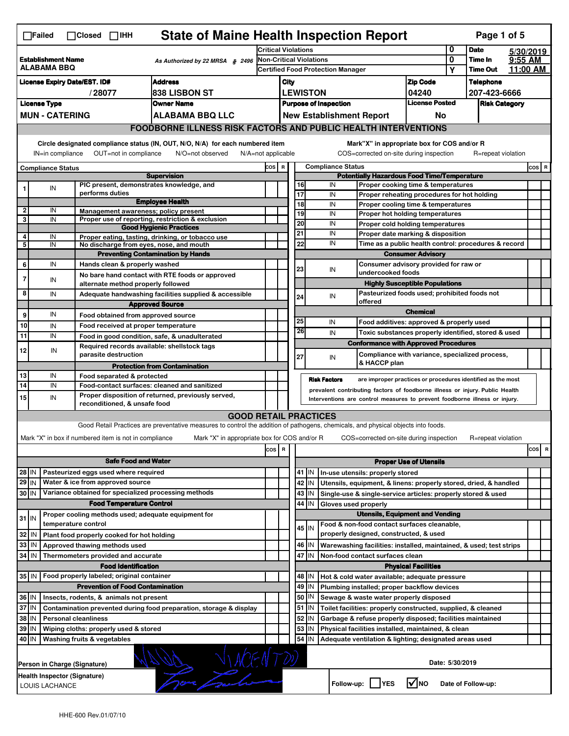☐Failed ☐Closed ☐IHH

# State of Maine Health Inspection Report

| Establishment Name | As Authorized by 22 MRSA § 2496 | Critical Violations | 0 | Date | 5/30/2019 |
|---|---|---|---|---|---|
| ALABAMA BBQ | | Non-Critical Violations | 0 | Time In | 9:55 AM |
| | | Certified Food Protection Manager | Y | Time Out | 11:00 AM |

| License Expiry Date/EST. ID# | Address | City | Zip Code | Telephone |
|---|---|---|---|---|
| / 28077 | 838 LISBON ST | LEWISTON | 04240 | 207-423-6666 |

| License Type | Owner Name | Purpose of Inspection | License Posted | Risk Category |
|---|---|---|---|---|
| MUN - CATERING | ALABAMA BBQ LLC | New Establishment Report | No | |

## FOODBORNE ILLNESS RISK FACTORS AND PUBLIC HEALTH INTERVENTIONS

Circle designated compliance status (IN, OUT, N/O, N/A) for each numbered item
IN=in compliance OUT=not in compliance N/O=not observed N/A=not applicable

Mark"X" in appropriate box for COS and/or R
COS=corrected on-site during inspection R=repeat violation

| # | Compliance Status | Item | COS | R |
|---|---|---|---|---|
| | | **Supervision** | | |
| 1 | IN | PIC present, demonstrates knowledge, and performs duties | | |
| | | **Employee Health** | | |
| 2 | IN | Management awareness; policy present | | |
| 3 | IN | Proper use of reporting, restriction & exclusion | | |
| | | **Good Hygienic Practices** | | |
| 4 | IN | Proper eating, tasting, drinking, or tobacco use | | |
| 5 | IN | No discharge from eyes, nose, and mouth | | |
| | | **Preventing Contamination by Hands** | | |
| 6 | IN | Hands clean & properly washed | | |
| 7 | IN | No bare hand contact with RTE foods or approved alternate method properly followed | | |
| 8 | IN | Adequate handwashing facilities supplied & accessible | | |
| | | **Approved Source** | | |
| 9 | IN | Food obtained from approved source | | |
| 10 | IN | Food received at proper temperature | | |
| 11 | IN | Food in good condition, safe, & unadulterated | | |
| 12 | IN | Required records available: shellstock tags parasite destruction | | |
| | | **Protection from Contamination** | | |
| 13 | IN | Food separated & protected | | |
| 14 | IN | Food-contact surfaces: cleaned and sanitized | | |
| 15 | IN | Proper disposition of returned, previously served, reconditioned, & unsafe food | | |
| | | **Potentially Hazardous Food Time/Temperature** | | |
| 16 | IN | Proper cooking time & temperatures | | |
| 17 | IN | Proper reheating procedures for hot holding | | |
| 18 | IN | Proper cooling time & temperatures | | |
| 19 | IN | Proper hot holding temperatures | | |
| 20 | IN | Proper cold holding temperatures | | |
| 21 | IN | Proper date marking & disposition | | |
| 22 | IN | Time as a public health control: procedures & record | | |
| | | **Consumer Advisory** | | |
| 23 | IN | Consumer advisory provided for raw or undercooked foods | | |
| | | **Highly Susceptible Populations** | | |
| 24 | IN | Pasteurized foods used; prohibited foods not offered | | |
| | | **Chemical** | | |
| 25 | IN | Food additives: approved & properly used | | |
| 26 | IN | Toxic substances properly identified, stored & used | | |
| | | **Conformance with Approved Procedures** | | |
| 27 | IN | Compliance with variance, specialized process, & HACCP plan | | |

**Risk Factors** are improper practices or procedures identified as the most prevalent contributing factors of foodborne illness or injury. Public Health Interventions are control measures to prevent foodborne illness or injury.

## GOOD RETAIL PRACTICES

Good Retail Practices are preventative measures to control the addition of pathogens, chemicals, and physical objects into foods.

Mark "X" in box if numbered item is not in compliance Mark "X" in appropriate box for COS and/or R COS=corrected on-site during inspection R=repeat violation

| # | Status | Item | COS | R |
|---|---|---|---|---|
| | | **Safe Food and Water** | | |
| 28 | IN | Pasteurized eggs used where required | | |
| 29 | IN | Water & ice from approved source | | |
| 30 | IN | Variance obtained for specialized processing methods | | |
| | | **Food Temperature Control** | | |
| 31 | IN | Proper cooling methods used; adequate equipment for temperature control | | |
| 32 | IN | Plant food properly cooked for hot holding | | |
| 33 | IN | Approved thawing methods used | | |
| 34 | IN | Thermometers provided and accurate | | |
| | | **Food Identification** | | |
| 35 | IN | Food properly labeled; original container | | |
| | | **Prevention of Food Contamination** | | |
| 36 | IN | Insects, rodents, & animals not present | | |
| 37 | IN | Contamination prevented during food preparation, storage & display | | |
| 38 | IN | Personal cleanliness | | |
| 39 | IN | Wiping cloths: properly used & stored | | |
| 40 | IN | Washing fruits & vegetables | | |
| | | **Proper Use of Utensils** | | |
| 41 | IN | In-use utensils: properly stored | | |
| 42 | IN | Utensils, equipment, & linens: properly stored, dried, & handled | | |
| 43 | IN | Single-use & single-service articles: properly stored & used | | |
| 44 | IN | Gloves used properly | | |
| | | **Utensils, Equipment and Vending** | | |
| 45 | IN | Food & non-food contact surfaces cleanable, properly designed, constructed, & used | | |
| 46 | IN | Warewashing facilities: installed, maintained, & used; test strips | | |
| 47 | IN | Non-food contact surfaces clean | | |
| | | **Physical Facilities** | | |
| 48 | IN | Hot & cold water available; adequate pressure | | |
| 49 | IN | Plumbing installed; proper backflow devices | | |
| 50 | IN | Sewage & waste water properly disposed | | |
| 51 | IN | Toilet facilities: properly constructed, supplied, & cleaned | | |
| 52 | IN | Garbage & refuse properly disposed; facilities maintained | | |
| 53 | IN | Physical facilities installed, maintained, & clean | | |
| 54 | IN | Adequate ventilation & lighting; designated areas used | | |

Person in Charge (Signature) [signature: WANDA VINCENT]

Date: 5/30/2019

Health Inspector (Signature) [signature]
LOUIS LACHANCE

Follow-up: ☐ YES ☑ NO Date of Follow-up:

HHE-600 Rev.01/07/10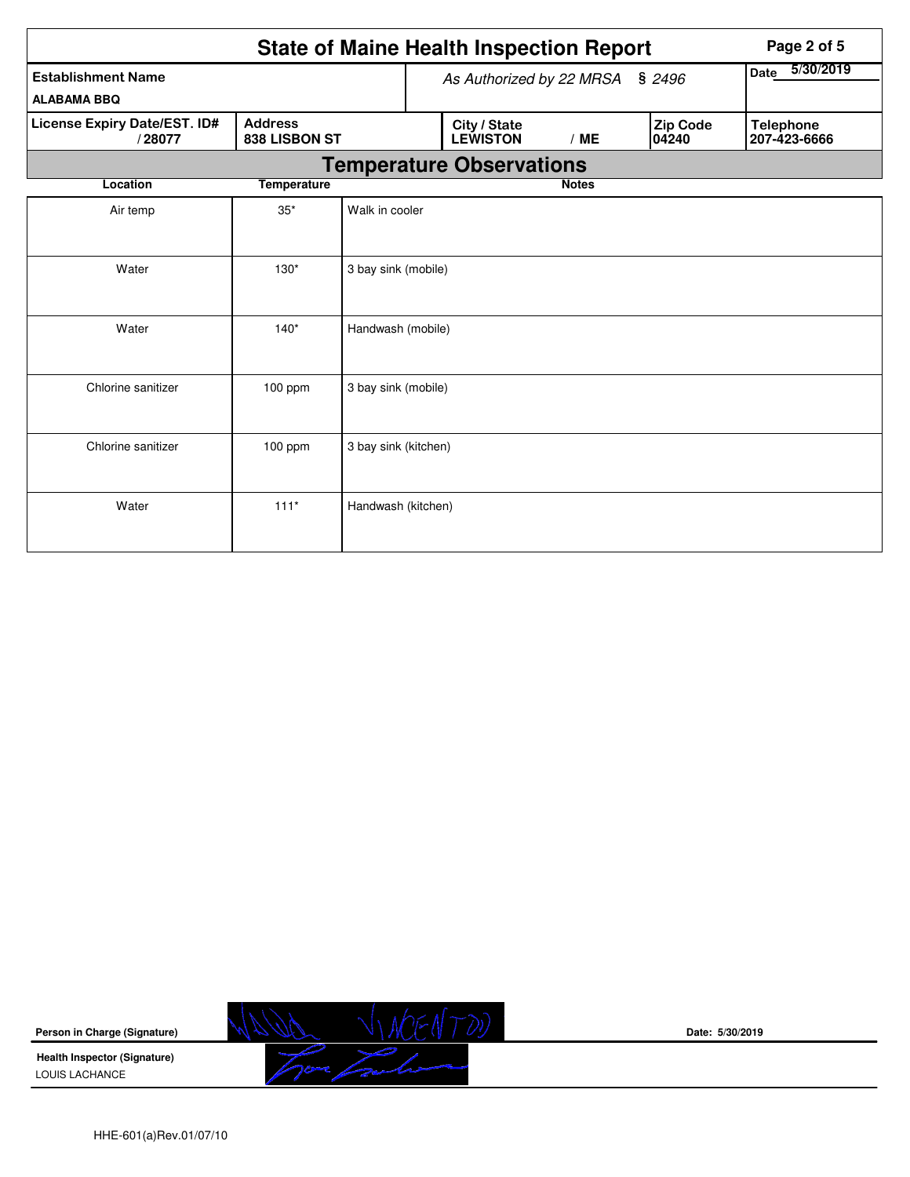# State of Maine Health Inspection Report

| Establishment Name | As Authorized by 22 MRSA § 2496 | | | Date 5/30/2019 |
|---|---|---|---|---|
| ALABAMA BBQ | | | | |
| **License Expiry Date/EST. ID#** / 28077 | **Address** 838 LISBON ST | **City / State** LEWISTON / ME | **Zip Code** 04240 | **Telephone** 207-423-6666 |

## Temperature Observations

| Location | Temperature | Notes |
|---|---|---|
| Air temp | 35* | Walk in cooler |
| Water | 130* | 3 bay sink (mobile) |
| Water | 140* | Handwash (mobile) |
| Chlorine sanitizer | 100 ppm | 3 bay sink (mobile) |
| Chlorine sanitizer | 100 ppm | 3 bay sink (kitchen) |
| Water | 111* | Handwash (kitchen) |

**Person in Charge (Signature)** — Date: 5/30/2019

**Health Inspector (Signature)**
LOUIS LACHANCE

HHE-601(a)Rev.01/07/10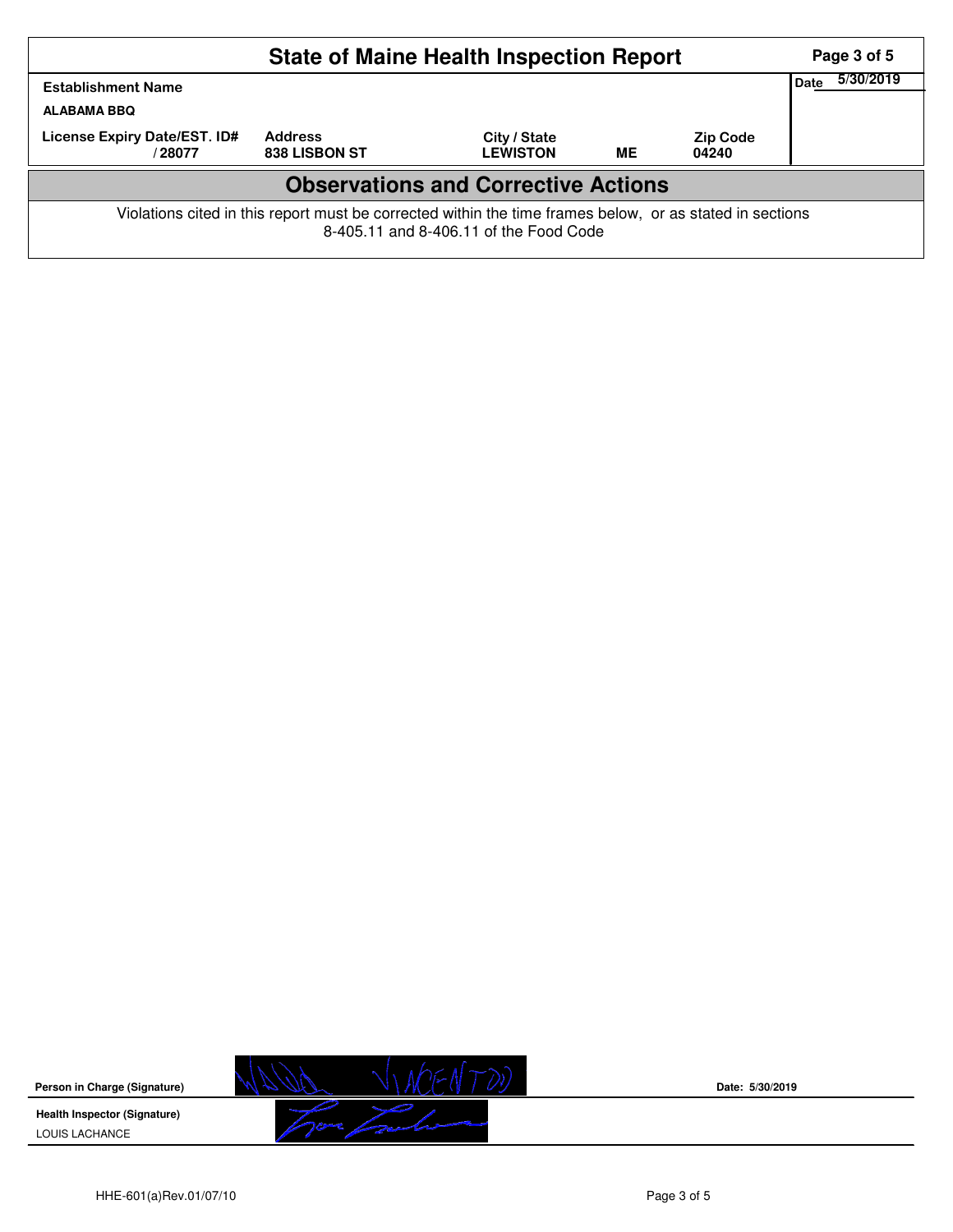# State of Maine Health Inspection Report

| Establishment Name | | | | | Date 5/30/2019 |
|---|---|---|---|---|---|
| ALABAMA BBQ | | | | | |
| License Expiry Date/EST. ID# | Address | City / State | | Zip Code | |
| / 28077 | 838 LISBON ST | LEWISTON | ME | 04240 | |

## Observations and Corrective Actions

Violations cited in this report must be corrected within the time frames below, or as stated in sections 8-405.11 and 8-406.11 of the Food Code

**Person in Charge (Signature)** WANDA VINCENTDI **Date: 5/30/2019**

**Health Inspector (Signature)**
LOUIS LACHANCE

HHE-601(a)Rev.01/07/10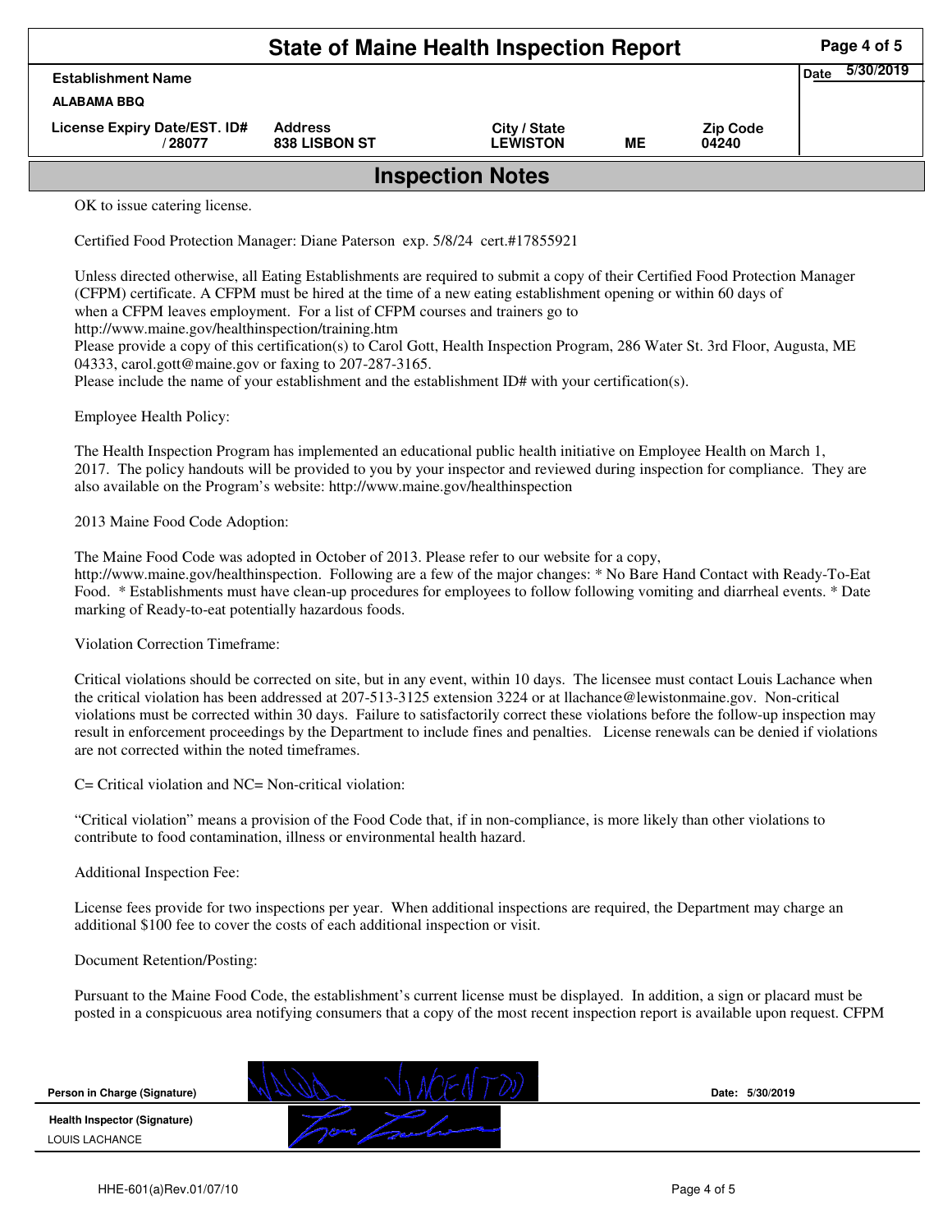# State of Maine Health Inspection Report

| Establishment Name | | | | | Date 5/30/2019 |
|---|---|---|---|---|---|
| ALABAMA BBQ | | | | | |
| License Expiry Date/EST. ID# | Address | City / State | | Zip Code | |
| / 28077 | 838 LISBON ST | LEWISTON | ME | 04240 | |

## Inspection Notes

OK to issue catering license.

Certified Food Protection Manager: Diane Paterson exp. 5/8/24 cert.#17855921

Unless directed otherwise, all Eating Establishments are required to submit a copy of their Certified Food Protection Manager (CFPM) certificate. A CFPM must be hired at the time of a new eating establishment opening or within 60 days of when a CFPM leaves employment. For a list of CFPM courses and trainers go to http://www.maine.gov/healthinspection/training.htm
Please provide a copy of this certification(s) to Carol Gott, Health Inspection Program, 286 Water St. 3rd Floor, Augusta, ME 04333, carol.gott@maine.gov or faxing to 207-287-3165.
Please include the name of your establishment and the establishment ID# with your certification(s).

Employee Health Policy:

The Health Inspection Program has implemented an educational public health initiative on Employee Health on March 1, 2017. The policy handouts will be provided to you by your inspector and reviewed during inspection for compliance. They are also available on the Program's website: http://www.maine.gov/healthinspection

2013 Maine Food Code Adoption:

The Maine Food Code was adopted in October of 2013. Please refer to our website for a copy, http://www.maine.gov/healthinspection. Following are a few of the major changes: * No Bare Hand Contact with Ready-To-Eat Food. * Establishments must have clean-up procedures for employees to follow following vomiting and diarrheal events. * Date marking of Ready-to-eat potentially hazardous foods.

Violation Correction Timeframe:

Critical violations should be corrected on site, but in any event, within 10 days. The licensee must contact Louis Lachance when the critical violation has been addressed at 207-513-3125 extension 3224 or at llachance@lewistonmaine.gov. Non-critical violations must be corrected within 30 days. Failure to satisfactorily correct these violations before the follow-up inspection may result in enforcement proceedings by the Department to include fines and penalties. License renewals can be denied if violations are not corrected within the noted timeframes.

C= Critical violation and NC= Non-critical violation:

"Critical violation" means a provision of the Food Code that, if in non-compliance, is more likely than other violations to contribute to food contamination, illness or environmental health hazard.

Additional Inspection Fee:

License fees provide for two inspections per year. When additional inspections are required, the Department may charge an additional $100 fee to cover the costs of each additional inspection or visit.

Document Retention/Posting:

Pursuant to the Maine Food Code, the establishment's current license must be displayed. In addition, a sign or placard must be posted in a conspicuous area notifying consumers that a copy of the most recent inspection report is available upon request. CFPM

| | | |
|---|---|---|
| **Person in Charge (Signature)** | [signature] | **Date: 5/30/2019** |
| **Health Inspector (Signature)** LOUIS LACHANCE | [signature] | |

HHE-601(a)Rev.01/07/10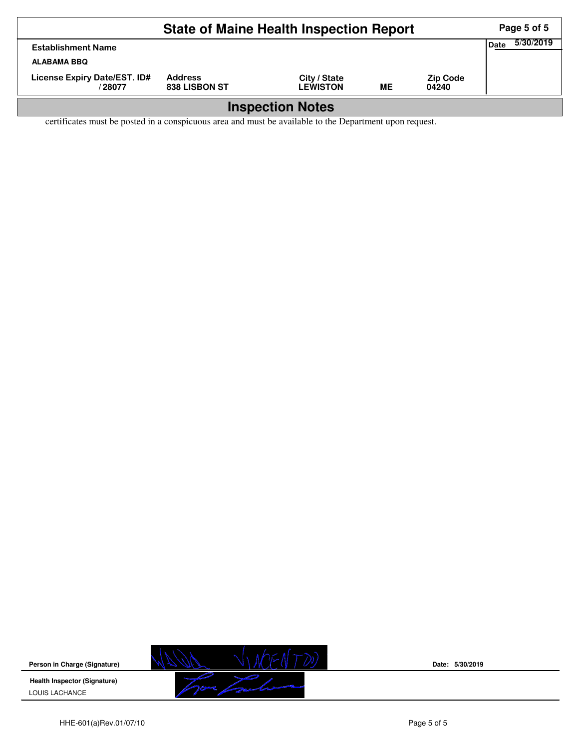# State of Maine Health Inspection Report

| Establishment Name | | | | | Date 5/30/2019 |
|---|---|---|---|---|---|
| ALABAMA BBQ | | | | | |
| License Expiry Date/EST. ID# | Address | City / State | | Zip Code | |
| / 28077 | 838 LISBON ST | LEWISTON | ME | 04240 | |

## Inspection Notes

certificates must be posted in a conspicuous area and must be available to the Department upon request.

**Person in Charge (Signature)**

Date: 5/30/2019

**Health Inspector (Signature)**

LOUIS LACHANCE

HHE-601(a)Rev.01/07/10